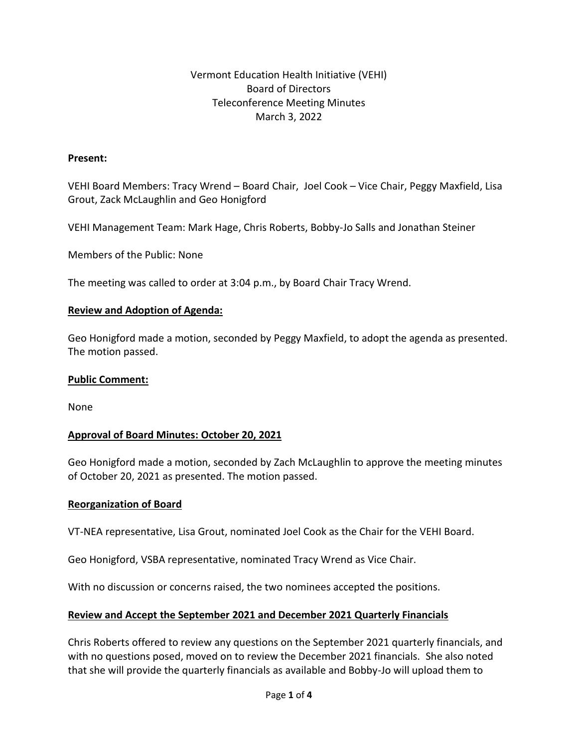Vermont Education Health Initiative (VEHI)
Board of Directors
Teleconference Meeting Minutes
March 3, 2022

**Present:**

VEHI Board Members: Tracy Wrend – Board Chair, Joel Cook – Vice Chair, Peggy Maxfield, Lisa Grout, Zack McLaughlin and Geo Honigford

VEHI Management Team: Mark Hage, Chris Roberts, Bobby-Jo Salls and Jonathan Steiner

Members of the Public: None

The meeting was called to order at 3:04 p.m., by Board Chair Tracy Wrend.

**Review and Adoption of Agenda:**

Geo Honigford made a motion, seconded by Peggy Maxfield, to adopt the agenda as presented. The motion passed.

**Public Comment:**

None

**Approval of Board Minutes: October 20, 2021**

Geo Honigford made a motion, seconded by Zach McLaughlin to approve the meeting minutes of October 20, 2021 as presented. The motion passed.

**Reorganization of Board**

VT-NEA representative, Lisa Grout, nominated Joel Cook as the Chair for the VEHI Board.

Geo Honigford, VSBA representative, nominated Tracy Wrend as Vice Chair.

With no discussion or concerns raised, the two nominees accepted the positions.

**Review and Accept the September 2021 and December 2021 Quarterly Financials**

Chris Roberts offered to review any questions on the September 2021 quarterly financials, and with no questions posed, moved on to review the December 2021 financials. She also noted that she will provide the quarterly financials as available and Bobby-Jo will upload them to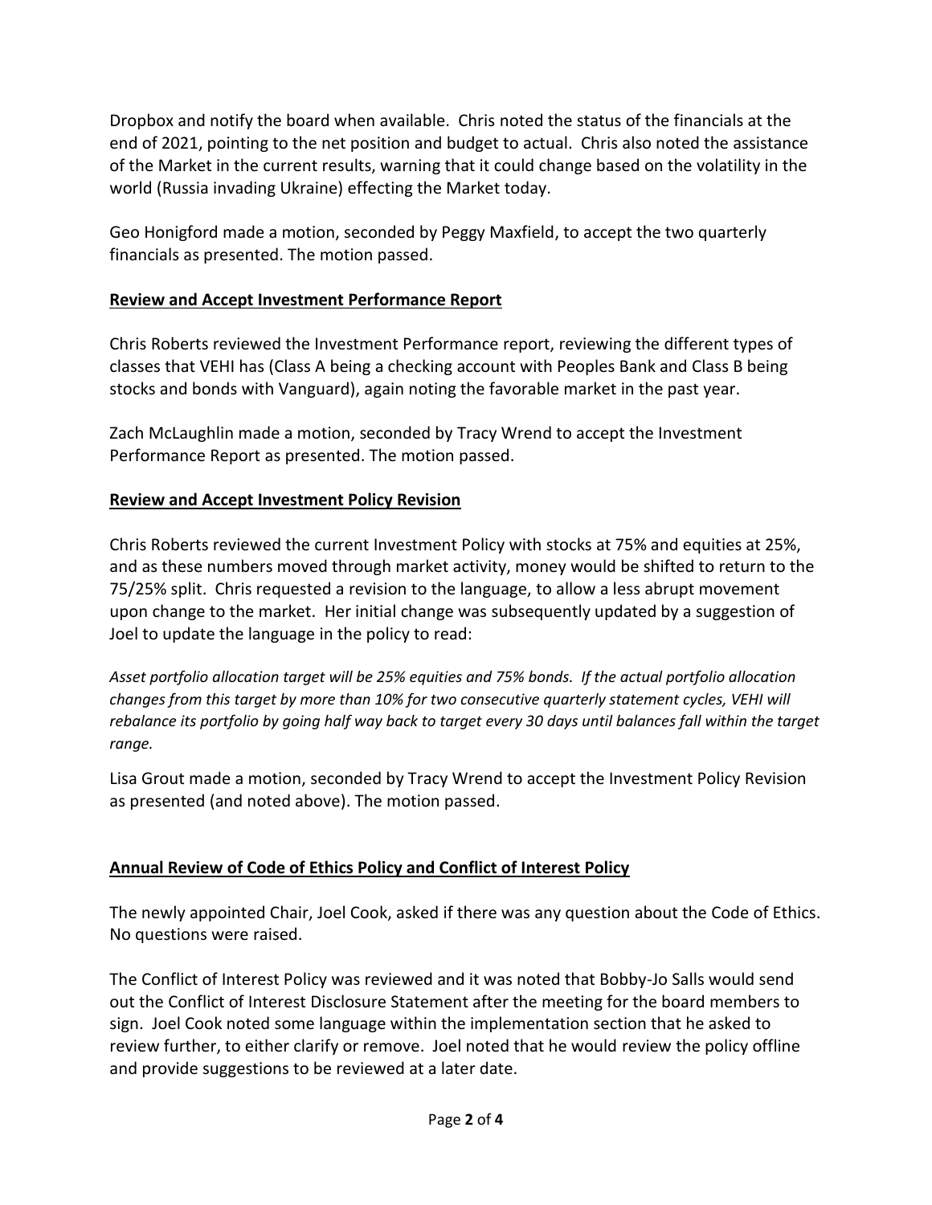Dropbox and notify the board when available. Chris noted the status of the financials at the end of 2021, pointing to the net position and budget to actual. Chris also noted the assistance of the Market in the current results, warning that it could change based on the volatility in the world (Russia invading Ukraine) effecting the Market today.

Geo Honigford made a motion, seconded by Peggy Maxfield, to accept the two quarterly financials as presented. The motion passed.

## Review and Accept Investment Performance Report

Chris Roberts reviewed the Investment Performance report, reviewing the different types of classes that VEHI has (Class A being a checking account with Peoples Bank and Class B being stocks and bonds with Vanguard), again noting the favorable market in the past year.

Zach McLaughlin made a motion, seconded by Tracy Wrend to accept the Investment Performance Report as presented. The motion passed.

## Review and Accept Investment Policy Revision

Chris Roberts reviewed the current Investment Policy with stocks at 75% and equities at 25%, and as these numbers moved through market activity, money would be shifted to return to the 75/25% split. Chris requested a revision to the language, to allow a less abrupt movement upon change to the market. Her initial change was subsequently updated by a suggestion of Joel to update the language in the policy to read:

*Asset portfolio allocation target will be 25% equities and 75% bonds. If the actual portfolio allocation changes from this target by more than 10% for two consecutive quarterly statement cycles, VEHI will rebalance its portfolio by going half way back to target every 30 days until balances fall within the target range.*

Lisa Grout made a motion, seconded by Tracy Wrend to accept the Investment Policy Revision as presented (and noted above). The motion passed.

## Annual Review of Code of Ethics Policy and Conflict of Interest Policy

The newly appointed Chair, Joel Cook, asked if there was any question about the Code of Ethics. No questions were raised.

The Conflict of Interest Policy was reviewed and it was noted that Bobby-Jo Salls would send out the Conflict of Interest Disclosure Statement after the meeting for the board members to sign. Joel Cook noted some language within the implementation section that he asked to review further, to either clarify or remove. Joel noted that he would review the policy offline and provide suggestions to be reviewed at a later date.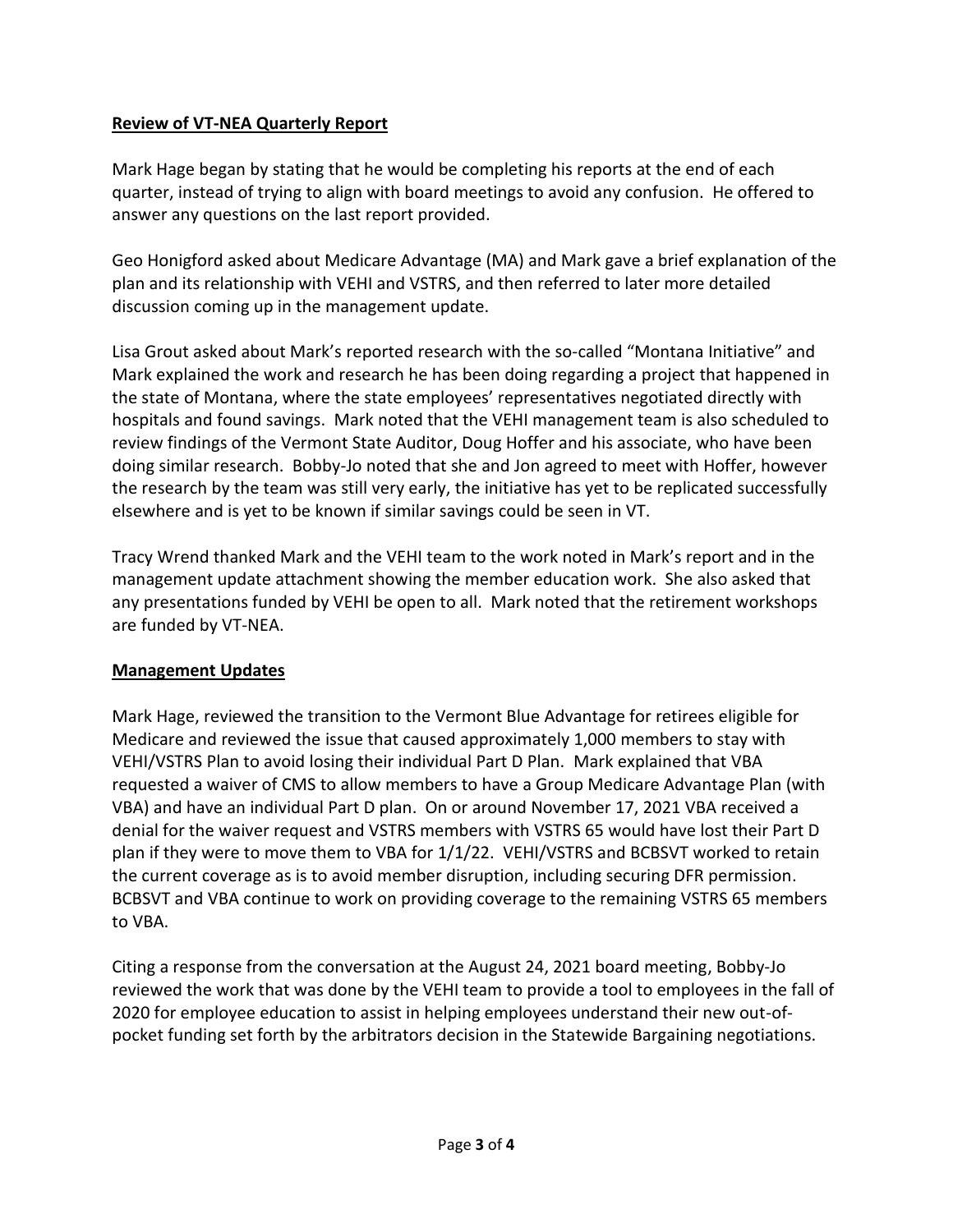**Review of VT-NEA Quarterly Report**

Mark Hage began by stating that he would be completing his reports at the end of each quarter, instead of trying to align with board meetings to avoid any confusion. He offered to answer any questions on the last report provided.

Geo Honigford asked about Medicare Advantage (MA) and Mark gave a brief explanation of the plan and its relationship with VEHI and VSTRS, and then referred to later more detailed discussion coming up in the management update.

Lisa Grout asked about Mark's reported research with the so-called "Montana Initiative" and Mark explained the work and research he has been doing regarding a project that happened in the state of Montana, where the state employees' representatives negotiated directly with hospitals and found savings. Mark noted that the VEHI management team is also scheduled to review findings of the Vermont State Auditor, Doug Hoffer and his associate, who have been doing similar research. Bobby-Jo noted that she and Jon agreed to meet with Hoffer, however the research by the team was still very early, the initiative has yet to be replicated successfully elsewhere and is yet to be known if similar savings could be seen in VT.

Tracy Wrend thanked Mark and the VEHI team to the work noted in Mark's report and in the management update attachment showing the member education work. She also asked that any presentations funded by VEHI be open to all. Mark noted that the retirement workshops are funded by VT-NEA.

**Management Updates**

Mark Hage, reviewed the transition to the Vermont Blue Advantage for retirees eligible for Medicare and reviewed the issue that caused approximately 1,000 members to stay with VEHI/VSTRS Plan to avoid losing their individual Part D Plan. Mark explained that VBA requested a waiver of CMS to allow members to have a Group Medicare Advantage Plan (with VBA) and have an individual Part D plan. On or around November 17, 2021 VBA received a denial for the waiver request and VSTRS members with VSTRS 65 would have lost their Part D plan if they were to move them to VBA for 1/1/22. VEHI/VSTRS and BCBSVT worked to retain the current coverage as is to avoid member disruption, including securing DFR permission. BCBSVT and VBA continue to work on providing coverage to the remaining VSTRS 65 members to VBA.

Citing a response from the conversation at the August 24, 2021 board meeting, Bobby-Jo reviewed the work that was done by the VEHI team to provide a tool to employees in the fall of 2020 for employee education to assist in helping employees understand their new out-of-pocket funding set forth by the arbitrators decision in the Statewide Bargaining negotiations.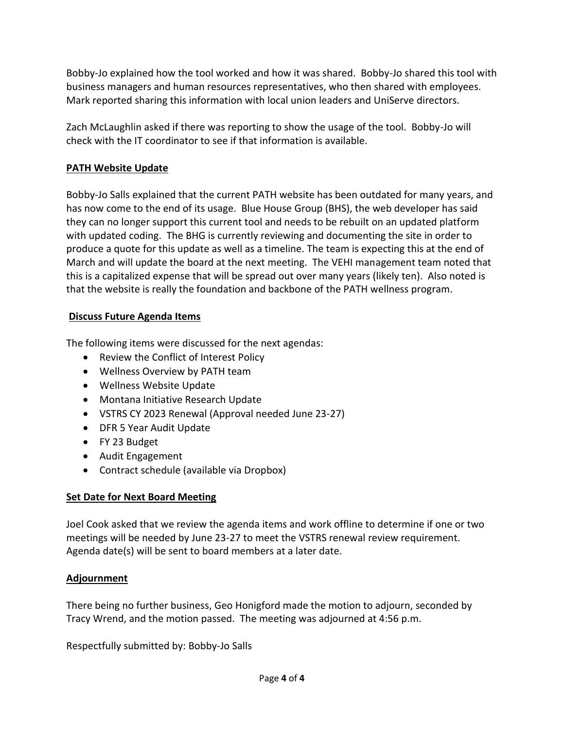Bobby-Jo explained how the tool worked and how it was shared. Bobby-Jo shared this tool with business managers and human resources representatives, who then shared with employees. Mark reported sharing this information with local union leaders and UniServe directors.

Zach McLaughlin asked if there was reporting to show the usage of the tool. Bobby-Jo will check with the IT coordinator to see if that information is available.

**PATH Website Update**

Bobby-Jo Salls explained that the current PATH website has been outdated for many years, and has now come to the end of its usage. Blue House Group (BHS), the web developer has said they can no longer support this current tool and needs to be rebuilt on an updated platform with updated coding. The BHG is currently reviewing and documenting the site in order to produce a quote for this update as well as a timeline. The team is expecting this at the end of March and will update the board at the next meeting. The VEHI management team noted that this is a capitalized expense that will be spread out over many years (likely ten). Also noted is that the website is really the foundation and backbone of the PATH wellness program.

**Discuss Future Agenda Items**

The following items were discussed for the next agendas:

- Review the Conflict of Interest Policy
- Wellness Overview by PATH team
- Wellness Website Update
- Montana Initiative Research Update
- VSTRS CY 2023 Renewal (Approval needed June 23-27)
- DFR 5 Year Audit Update
- FY 23 Budget
- Audit Engagement
- Contract schedule (available via Dropbox)

**Set Date for Next Board Meeting**

Joel Cook asked that we review the agenda items and work offline to determine if one or two meetings will be needed by June 23-27 to meet the VSTRS renewal review requirement. Agenda date(s) will be sent to board members at a later date.

**Adjournment**

There being no further business, Geo Honigford made the motion to adjourn, seconded by Tracy Wrend, and the motion passed. The meeting was adjourned at 4:56 p.m.

Respectfully submitted by: Bobby-Jo Salls